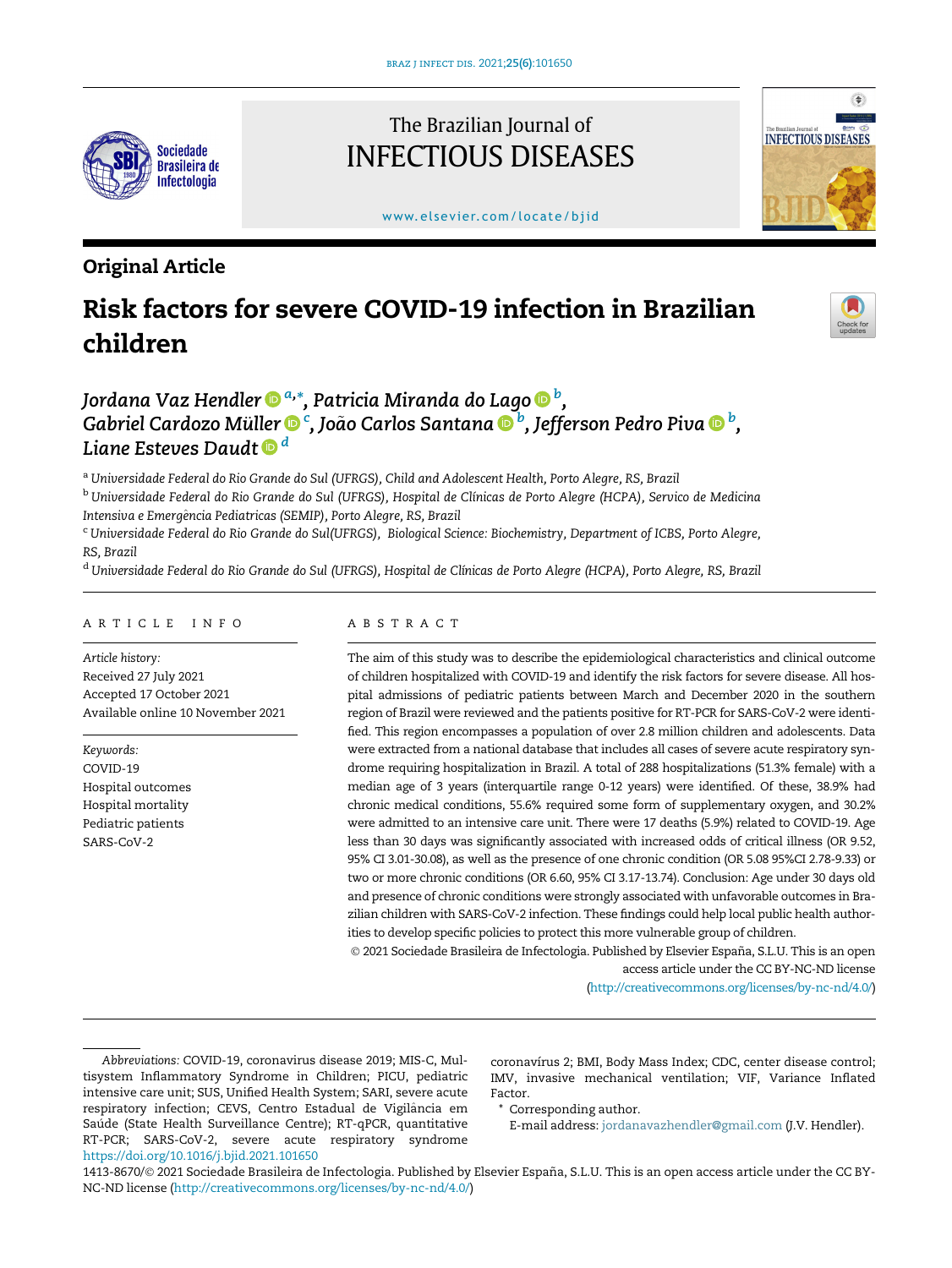Original Article

# Risk factors for severe COVID-19 infection in Brazilian children

*Jordana Vaz Hendler* [a,*], *Patricia Miranda do Lago* [b], *Gabriel Cardozo Müller* [c], *João Carlos Santana* [b], *Jefferson Pedro Piva* [b], *Liane Esteves Daudt* [d]

[a] Universidade Federal do Rio Grande do Sul (UFRGS), Child and Adolescent Health, Porto Alegre, RS, Brazil

[b] Universidade Federal do Rio Grande do Sul (UFRGS), Hospital de Clínicas de Porto Alegre (HCPA), Servico de Medicina Intensiva e Emergência Pediatricas (SEMIP), Porto Alegre, RS, Brazil

[c] Universidade Federal do Rio Grande do Sul(UFRGS), Biological Science: Biochemistry, Department of ICBS, Porto Alegre, RS, Brazil

[d] Universidade Federal do Rio Grande do Sul (UFRGS), Hospital de Clínicas de Porto Alegre (HCPA), Porto Alegre, RS, Brazil

## ARTICLE INFO

*Article history:*
Received 27 July 2021
Accepted 17 October 2021
Available online 10 November 2021

*Keywords:*
COVID-19
Hospital outcomes
Hospital mortality
Pediatric patients
SARS-CoV-2

## ABSTRACT

The aim of this study was to describe the epidemiological characteristics and clinical outcome of children hospitalized with COVID-19 and identify the risk factors for severe disease. All hospital admissions of pediatric patients between March and December 2020 in the southern region of Brazil were reviewed and the patients positive for RT-PCR for SARS-CoV-2 were identified. This region encompasses a population of over 2.8 million children and adolescents. Data were extracted from a national database that includes all cases of severe acute respiratory syndrome requiring hospitalization in Brazil. A total of 288 hospitalizations (51.3% female) with a median age of 3 years (interquartile range 0-12 years) were identified. Of these, 38.9% had chronic medical conditions, 55.6% required some form of supplementary oxygen, and 30.2% were admitted to an intensive care unit. There were 17 deaths (5.9%) related to COVID-19. Age less than 30 days was significantly associated with increased odds of critical illness (OR 9.52, 95% CI 3.01-30.08), as well as the presence of one chronic condition (OR 5.08 95%CI 2.78-9.33) or two or more chronic conditions (OR 6.60, 95% CI 3.17-13.74). Conclusion: Age under 30 days old and presence of chronic conditions were strongly associated with unfavorable outcomes in Brazilian children with SARS-CoV-2 infection. These findings could help local public health authorities to develop specific policies to protect this more vulnerable group of children.

© 2021 Sociedade Brasileira de Infectologia. Published by Elsevier España, S.L.U. This is an open access article under the CC BY-NC-ND license (http://creativecommons.org/licenses/by-nc-nd/4.0/)

*Abbreviations:* COVID-19, coronavirus disease 2019; MIS-C, Multisystem Inflammatory Syndrome in Children; PICU, pediatric intensive care unit; SUS, Unified Health System; SARI, severe acute respiratory infection; CEVS, Centro Estadual de Vigilância em Saúde (State Health Surveillance Centre); RT-qPCR, quantitative RT-PCR; SARS-CoV-2, severe acute respiratory syndrome coronavírus 2; BMI, Body Mass Index; CDC, center disease control; IMV, invasive mechanical ventilation; VIF, Variance Inflated Factor.

* Corresponding author.
E-mail address: jordanavazhendler@gmail.com (J.V. Hendler).

https://doi.org/10.1016/j.bjid.2021.101650

1413-8670/© 2021 Sociedade Brasileira de Infectologia. Published by Elsevier España, S.L.U. This is an open access article under the CC BY-NC-ND license (http://creativecommons.org/licenses/by-nc-nd/4.0/)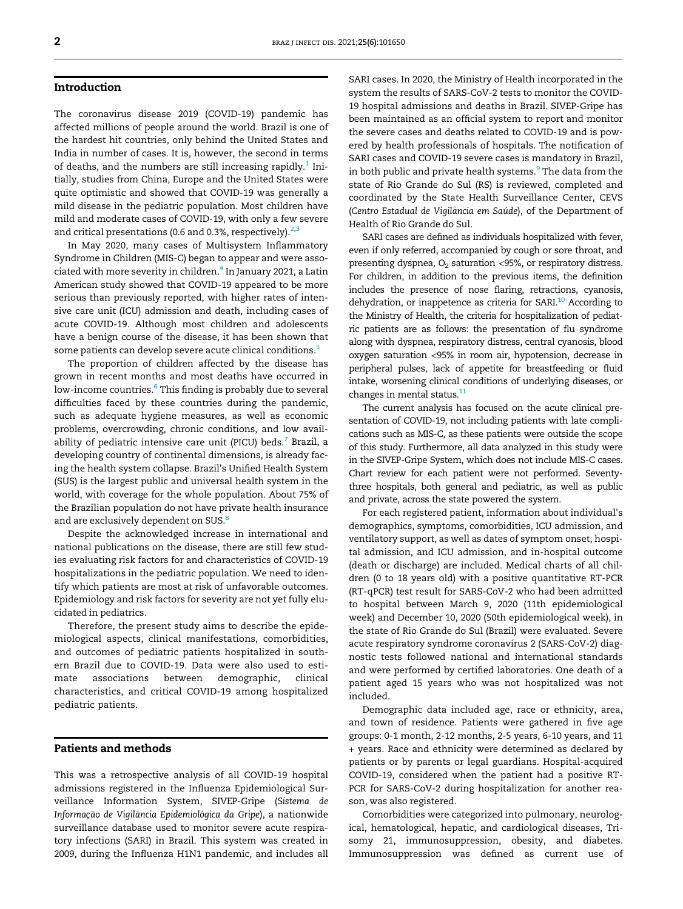## Introduction

The coronavirus disease 2019 (COVID-19) pandemic has affected millions of people around the world. Brazil is one of the hardest hit countries, only behind the United States and India in number of cases. It is, however, the second in terms of deaths, and the numbers are still increasing rapidly.[1] Initially, studies from China, Europe and the United States were quite optimistic and showed that COVID-19 was generally a mild disease in the pediatric population. Most children have mild and moderate cases of COVID-19, with only a few severe and critical presentations (0.6 and 0.3%, respectively).[2,3]

In May 2020, many cases of Multisystem Inflammatory Syndrome in Children (MIS-C) began to appear and were associated with more severity in children.[4] In January 2021, a Latin American study showed that COVID-19 appeared to be more serious than previously reported, with higher rates of intensive care unit (ICU) admission and death, including cases of acute COVID-19. Although most children and adolescents have a benign course of the disease, it has been shown that some patients can develop severe acute clinical conditions.[5]

The proportion of children affected by the disease has grown in recent months and most deaths have occurred in low-income countries.[6] This finding is probably due to several difficulties faced by these countries during the pandemic, such as adequate hygiene measures, as well as economic problems, overcrowding, chronic conditions, and low availability of pediatric intensive care unit (PICU) beds.[7] Brazil, a developing country of continental dimensions, is already facing the health system collapse. Brazil's Unified Health System (SUS) is the largest public and universal health system in the world, with coverage for the whole population. About 75% of the Brazilian population do not have private health insurance and are exclusively dependent on SUS.[8]

Despite the acknowledged increase in international and national publications on the disease, there are still few studies evaluating risk factors for and characteristics of COVID-19 hospitalizations in the pediatric population. We need to identify which patients are most at risk of unfavorable outcomes. Epidemiology and risk factors for severity are not yet fully elucidated in pediatrics.

Therefore, the present study aims to describe the epidemiological aspects, clinical manifestations, comorbidities, and outcomes of pediatric patients hospitalized in southern Brazil due to COVID-19. Data were also used to estimate associations between demographic, clinical characteristics, and critical COVID-19 among hospitalized pediatric patients.

## Patients and methods

This was a retrospective analysis of all COVID-19 hospital admissions registered in the Influenza Epidemiological Surveillance Information System, SIVEP-Gripe (*Sistema de Informação de Vigilância Epidemiológica da Gripe*), a nationwide surveillance database used to monitor severe acute respiratory infections (SARI) in Brazil. This system was created in 2009, during the Influenza H1N1 pandemic, and includes all SARI cases. In 2020, the Ministry of Health incorporated in the system the results of SARS-CoV-2 tests to monitor the COVID-19 hospital admissions and deaths in Brazil. SIVEP-Gripe has been maintained as an official system to report and monitor the severe cases and deaths related to COVID-19 and is powered by health professionals of hospitals. The notification of SARI cases and COVID-19 severe cases is mandatory in Brazil, in both public and private health systems.[9] The data from the state of Rio Grande do Sul (RS) is reviewed, completed and coordinated by the State Health Surveillance Center, CEVS (*Centro Estadual de Vigilância em Saúde*), of the Department of Health of Rio Grande do Sul.

SARI cases are defined as individuals hospitalized with fever, even if only referred, accompanied by cough or sore throat, and presenting dyspnea, $O_2$ saturation <95%, or respiratory distress. For children, in addition to the previous items, the definition includes the presence of nose flaring, retractions, cyanosis, dehydration, or inappetence as criteria for SARI.[10] According to the Ministry of Health, the criteria for hospitalization of pediatric patients are as follows: the presentation of flu syndrome along with dyspnea, respiratory distress, central cyanosis, blood oxygen saturation <95% in room air, hypotension, decrease in peripheral pulses, lack of appetite for breastfeeding or fluid intake, worsening clinical conditions of underlying diseases, or changes in mental status.[11]

The current analysis has focused on the acute clinical presentation of COVID-19, not including patients with late complications such as MIS-C, as these patients were outside the scope of this study. Furthermore, all data analyzed in this study were in the SIVEP-Gripe System, which does not include MIS-C cases. Chart review for each patient were not performed. Seventy-three hospitals, both general and pediatric, as well as public and private, across the state powered the system.

For each registered patient, information about individual's demographics, symptoms, comorbidities, ICU admission, and ventilatory support, as well as dates of symptom onset, hospital admission, and ICU admission, and in-hospital outcome (death or discharge) are included. Medical charts of all children (0 to 18 years old) with a positive quantitative RT-PCR (RT-qPCR) test result for SARS-CoV-2 who had been admitted to hospital between March 9, 2020 (11th epidemiological week) and December 10, 2020 (50th epidemiological week), in the state of Rio Grande do Sul (Brazil) were evaluated. Severe acute respiratory syndrome coronavírus 2 (SARS-CoV-2) diagnostic tests followed national and international standards and were performed by certified laboratories. One death of a patient aged 15 years who was not hospitalized was not included.

Demographic data included age, race or ethnicity, area, and town of residence. Patients were gathered in five age groups: 0-1 month, 2-12 months, 2-5 years, 6-10 years, and 11 + years. Race and ethnicity were determined as declared by patients or by parents or legal guardians. Hospital-acquired COVID-19, considered when the patient had a positive RT-PCR for SARS-CoV-2 during hospitalization for another reason, was also registered.

Comorbidities were categorized into pulmonary, neurological, hematological, hepatic, and cardiological diseases, Trisomy 21, immunosuppression, obesity, and diabetes. Immunosuppression was defined as current use of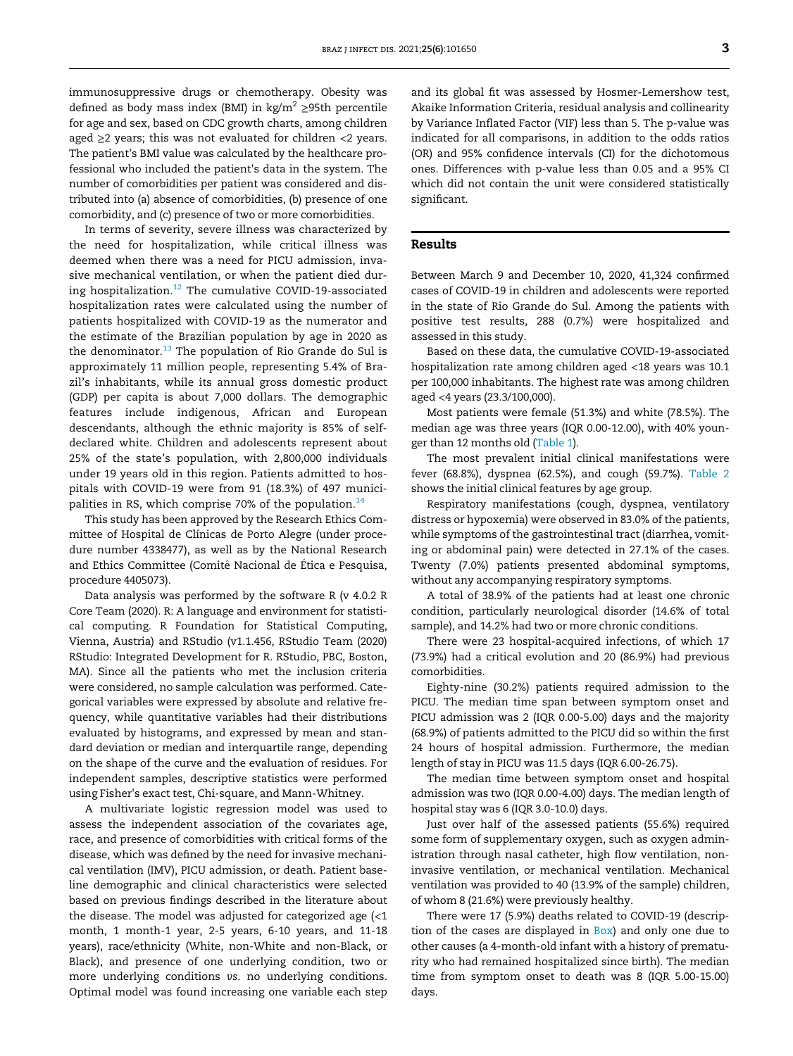immunosuppressive drugs or chemotherapy. Obesity was defined as body mass index (BMI) in kg/m$^2$ ≥95th percentile for age and sex, based on CDC growth charts, among children aged ≥2 years; this was not evaluated for children <2 years. The patient's BMI value was calculated by the healthcare professional who included the patient's data in the system. The number of comorbidities per patient was considered and distributed into (a) absence of comorbidities, (b) presence of one comorbidity, and (c) presence of two or more comorbidities.

In terms of severity, severe illness was characterized by the need for hospitalization, while critical illness was deemed when there was a need for PICU admission, invasive mechanical ventilation, or when the patient died during hospitalization.[12] The cumulative COVID-19-associated hospitalization rates were calculated using the number of patients hospitalized with COVID-19 as the numerator and the estimate of the Brazilian population by age in 2020 as the denominator.[13] The population of Rio Grande do Sul is approximately 11 million people, representing 5.4% of Brazil's inhabitants, while its annual gross domestic product (GDP) per capita is about 7,000 dollars. The demographic features include indigenous, African and European descendants, although the ethnic majority is 85% of self-declared white. Children and adolescents represent about 25% of the state's population, with 2,800,000 individuals under 19 years old in this region. Patients admitted to hospitals with COVID-19 were from 91 (18.3%) of 497 municipalities in RS, which comprise 70% of the population.[14]

This study has been approved by the Research Ethics Committee of Hospital de Clínicas de Porto Alegre (under procedure number 4338477), as well as by the National Research and Ethics Committee (Comitê Nacional de Ética e Pesquisa, procedure 4405073).

Data analysis was performed by the software R (v 4.0.2 R Core Team (2020). R: A language and environment for statistical computing. R Foundation for Statistical Computing, Vienna, Austria) and RStudio (v1.1.456, RStudio Team (2020) RStudio: Integrated Development for R. RStudio, PBC, Boston, MA). Since all the patients who met the inclusion criteria were considered, no sample calculation was performed. Categorical variables were expressed by absolute and relative frequency, while quantitative variables had their distributions evaluated by histograms, and expressed by mean and standard deviation or median and interquartile range, depending on the shape of the curve and the evaluation of residues. For independent samples, descriptive statistics were performed using Fisher's exact test, Chi-square, and Mann-Whitney.

A multivariate logistic regression model was used to assess the independent association of the covariates age, race, and presence of comorbidities with critical forms of the disease, which was defined by the need for invasive mechanical ventilation (IMV), PICU admission, or death. Patient baseline demographic and clinical characteristics were selected based on previous findings described in the literature about the disease. The model was adjusted for categorized age (<1 month, 1 month-1 year, 2-5 years, 6-10 years, and 11-18 years), race/ethnicity (White, non-White and non-Black, or Black), and presence of one underlying condition, two or more underlying conditions *vs*. no underlying conditions. Optimal model was found increasing one variable each step and its global fit was assessed by Hosmer-Lemershow test, Akaike Information Criteria, residual analysis and collinearity by Variance Inflated Factor (VIF) less than 5. The p-value was indicated for all comparisons, in addition to the odds ratios (OR) and 95% confidence intervals (CI) for the dichotomous ones. Differences with p-value less than 0.05 and a 95% CI which did not contain the unit were considered statistically significant.

## Results

Between March 9 and December 10, 2020, 41,324 confirmed cases of COVID-19 in children and adolescents were reported in the state of Rio Grande do Sul. Among the patients with positive test results, 288 (0.7%) were hospitalized and assessed in this study.

Based on these data, the cumulative COVID-19-associated hospitalization rate among children aged <18 years was 10.1 per 100,000 inhabitants. The highest rate was among children aged <4 years (23.3/100,000).

Most patients were female (51.3%) and white (78.5%). The median age was three years (IQR 0.00-12.00), with 40% younger than 12 months old (Table 1).

The most prevalent initial clinical manifestations were fever (68.8%), dyspnea (62.5%), and cough (59.7%). Table 2 shows the initial clinical features by age group.

Respiratory manifestations (cough, dyspnea, ventilatory distress or hypoxemia) were observed in 83.0% of the patients, while symptoms of the gastrointestinal tract (diarrhea, vomiting or abdominal pain) were detected in 27.1% of the cases. Twenty (7.0%) patients presented abdominal symptoms, without any accompanying respiratory symptoms.

A total of 38.9% of the patients had at least one chronic condition, particularly neurological disorder (14.6% of total sample), and 14.2% had two or more chronic conditions.

There were 23 hospital-acquired infections, of which 17 (73.9%) had a critical evolution and 20 (86.9%) had previous comorbidities.

Eighty-nine (30.2%) patients required admission to the PICU. The median time span between symptom onset and PICU admission was 2 (IQR 0.00-5.00) days and the majority (68.9%) of patients admitted to the PICU did so within the first 24 hours of hospital admission. Furthermore, the median length of stay in PICU was 11.5 days (IQR 6.00-26.75).

The median time between symptom onset and hospital admission was two (IQR 0.00-4.00) days. The median length of hospital stay was 6 (IQR 3.0-10.0) days.

Just over half of the assessed patients (55.6%) required some form of supplementary oxygen, such as oxygen administration through nasal catheter, high flow ventilation, noninvasive ventilation, or mechanical ventilation. Mechanical ventilation was provided to 40 (13.9% of the sample) children, of whom 8 (21.6%) were previously healthy.

There were 17 (5.9%) deaths related to COVID-19 (description of the cases are displayed in Box) and only one due to other causes (a 4-month-old infant with a history of prematurity who had remained hospitalized since birth). The median time from symptom onset to death was 8 (IQR 5.00-15.00) days.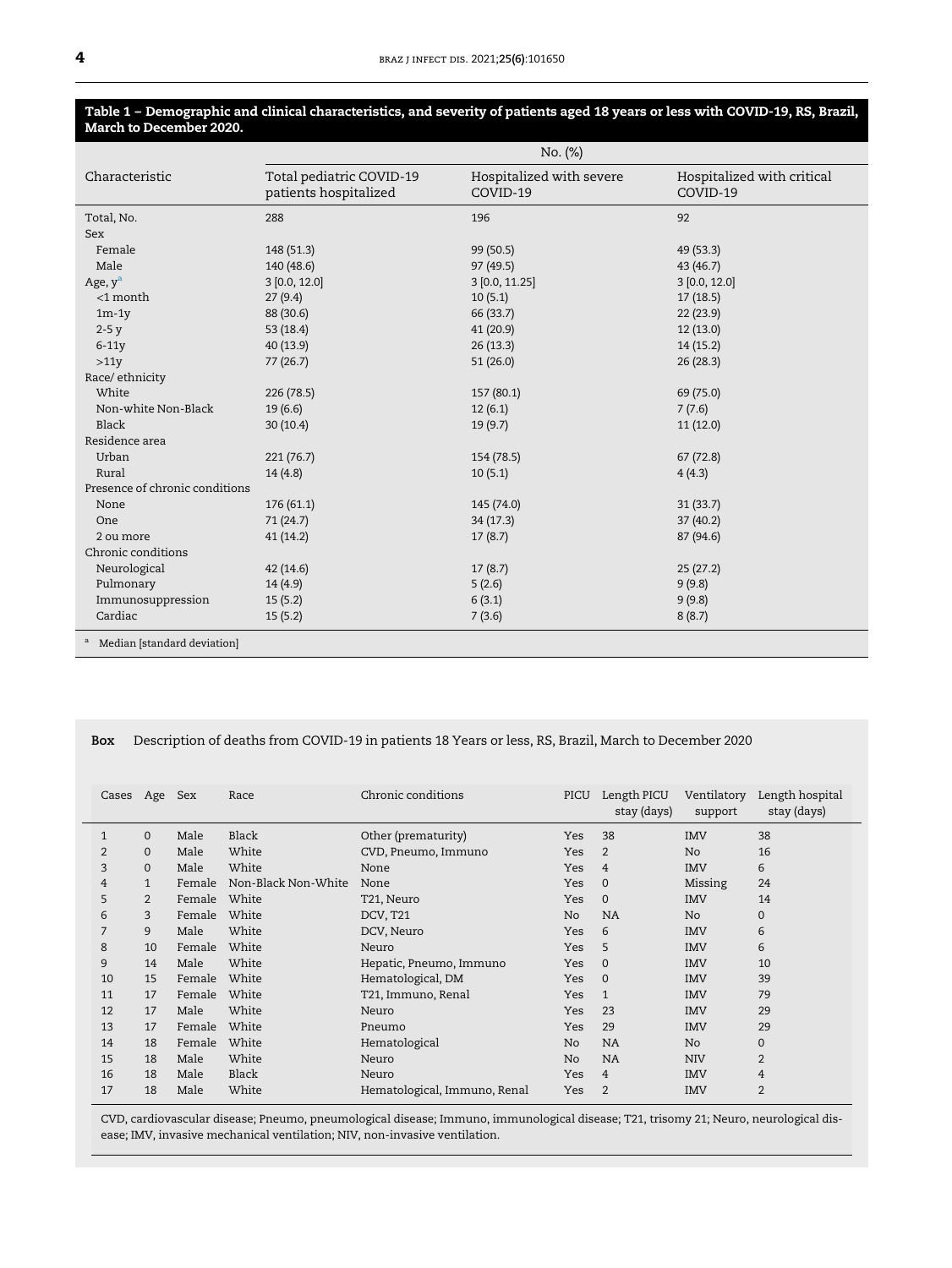**Table 1 – Demographic and clinical characteristics, and severity of patients aged 18 years or less with COVID-19, RS, Brazil, March to December 2020.**

| Characteristic | No. (%) | | |
|---|---|---|---|
| | Total pediatric COVID-19 patients hospitalized | Hospitalized with severe COVID-19 | Hospitalized with critical COVID-19 |
| Total, No. | 288 | 196 | 92 |
| Sex | | | |
| Female | 148 (51.3) | 99 (50.5) | 49 (53.3) |
| Male | 140 (48.6) | 97 (49.5) | 43 (46.7) |
| Age, y[a] | 3 [0.0, 12.0] | 3 [0.0, 11.25] | 3 [0.0, 12.0] |
| <1 month | 27 (9.4) | 10 (5.1) | 17 (18.5) |
| 1m-1y | 88 (30.6) | 66 (33.7) | 22 (23.9) |
| 2-5 y | 53 (18.4) | 41 (20.9) | 12 (13.0) |
| 6-11y | 40 (13.9) | 26 (13.3) | 14 (15.2) |
| >11y | 77 (26.7) | 51 (26.0) | 26 (28.3) |
| Race/ ethnicity | | | |
| White | 226 (78.5) | 157 (80.1) | 69 (75.0) |
| Non-white Non-Black | 19 (6.6) | 12 (6.1) | 7 (7.6) |
| Black | 30 (10.4) | 19 (9.7) | 11 (12.0) |
| Residence area | | | |
| Urban | 221 (76.7) | 154 (78.5) | 67 (72.8) |
| Rural | 14 (4.8) | 10 (5.1) | 4 (4.3) |
| Presence of chronic conditions | | | |
| None | 176 (61.1) | 145 (74.0) | 31 (33.7) |
| One | 71 (24.7) | 34 (17.3) | 37 (40.2) |
| 2 ou more | 41 (14.2) | 17 (8.7) | 87 (94.6) |
| Chronic conditions | | | |
| Neurological | 42 (14.6) | 17 (8.7) | 25 (27.2) |
| Pulmonary | 14 (4.9) | 5 (2.6) | 9 (9.8) |
| Immunosuppression | 15 (5.2) | 6 (3.1) | 9 (9.8) |
| Cardiac | 15 (5.2) | 7 (3.6) | 8 (8.7) |

[a] Median [standard deviation]

**Box** Description of deaths from COVID-19 in patients 18 Years or less, RS, Brazil, March to December 2020

| Cases | Age | Sex | Race | Chronic conditions | PICU | Length PICU stay (days) | Ventilatory support | Length hospital stay (days) |
|---|---|---|---|---|---|---|---|---|
| 1 | 0 | Male | Black | Other (prematurity) | Yes | 38 | IMV | 38 |
| 2 | 0 | Male | White | CVD, Pneumo, Immuno | Yes | 2 | No | 16 |
| 3 | 0 | Male | White | None | Yes | 4 | IMV | 6 |
| 4 | 1 | Female | Non-Black Non-White | None | Yes | 0 | Missing | 24 |
| 5 | 2 | Female | White | T21, Neuro | Yes | 0 | IMV | 14 |
| 6 | 3 | Female | White | DCV, T21 | No | NA | No | 0 |
| 7 | 9 | Male | White | DCV, Neuro | Yes | 6 | IMV | 6 |
| 8 | 10 | Female | White | Neuro | Yes | 5 | IMV | 6 |
| 9 | 14 | Male | White | Hepatic, Pneumo, Immuno | Yes | 0 | IMV | 10 |
| 10 | 15 | Female | White | Hematological, DM | Yes | 0 | IMV | 39 |
| 11 | 17 | Female | White | T21, Immuno, Renal | Yes | 1 | IMV | 79 |
| 12 | 17 | Male | White | Neuro | Yes | 23 | IMV | 29 |
| 13 | 17 | Female | White | Pneumo | Yes | 29 | IMV | 29 |
| 14 | 18 | Female | White | Hematological | No | NA | No | 0 |
| 15 | 18 | Male | White | Neuro | No | NA | NIV | 2 |
| 16 | 18 | Male | Black | Neuro | Yes | 4 | IMV | 4 |
| 17 | 18 | Male | White | Hematological, Immuno, Renal | Yes | 2 | IMV | 2 |

CVD, cardiovascular disease; Pneumo, pneumological disease; Immuno, immunological disease; T21, trisomy 21; Neuro, neurological disease; IMV, invasive mechanical ventilation; NIV, non-invasive ventilation.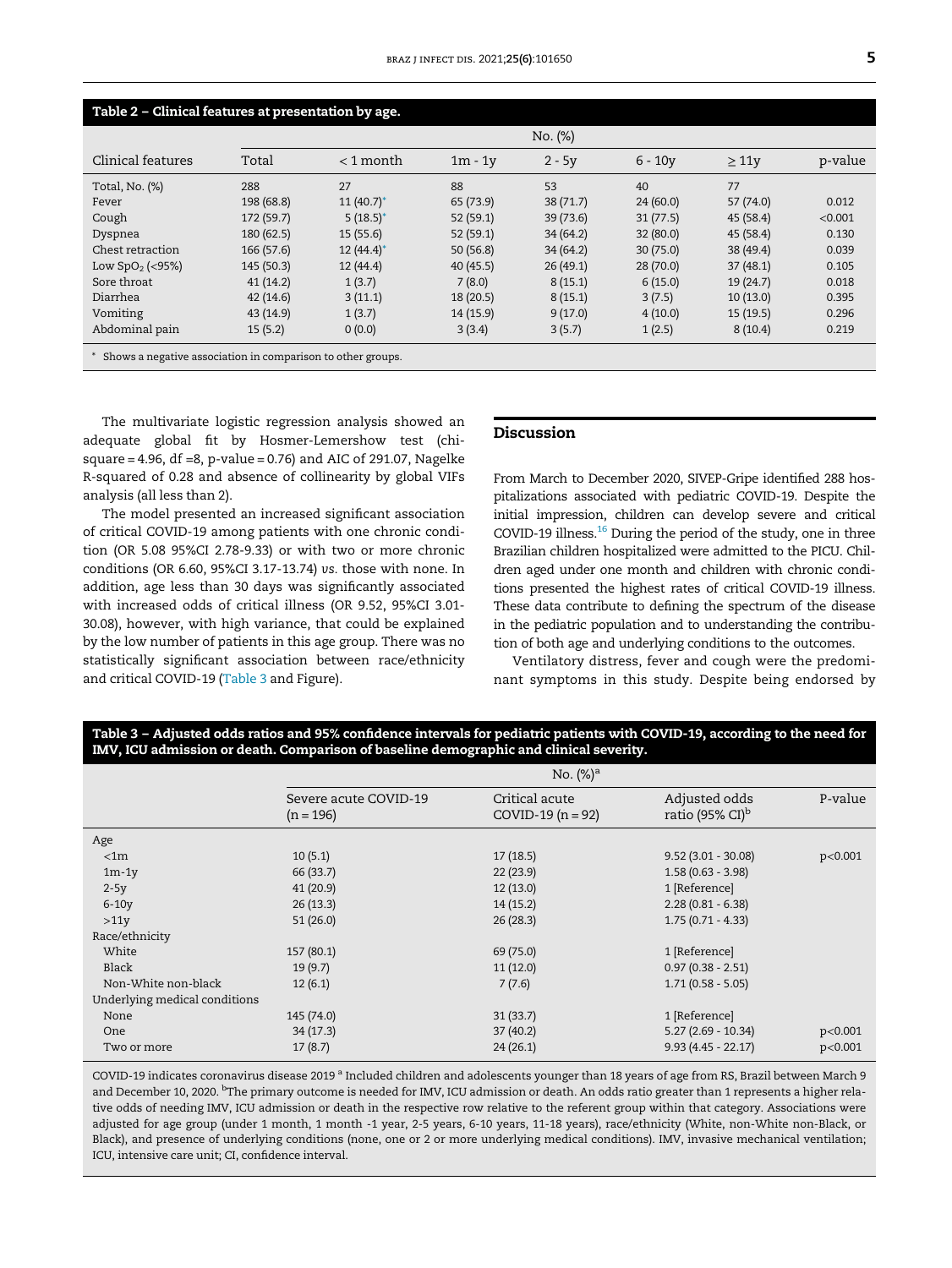**Table 2 – Clinical features at presentation by age.**

| Clinical features | No. (%) | | | | | | |
|---|---|---|---|---|---|---|---|
| | Total | < 1 month | 1m - 1y | 2 - 5y | 6 - 10y | ≥ 11y | p-value |
| Total, No. (%) | 288 | 27 | 88 | 53 | 40 | 77 | |
| Fever | 198 (68.8) | 11 (40.7)* | 65 (73.9) | 38 (71.7) | 24 (60.0) | 57 (74.0) | 0.012 |
| Cough | 172 (59.7) | 5 (18.5)* | 52 (59.1) | 39 (73.6) | 31 (77.5) | 45 (58.4) | <0.001 |
| Dyspnea | 180 (62.5) | 15 (55.6) | 52 (59.1) | 34 (64.2) | 32 (80.0) | 45 (58.4) | 0.130 |
| Chest retraction | 166 (57.6) | 12 (44.4)* | 50 (56.8) | 34 (64.2) | 30 (75.0) | 38 (49.4) | 0.039 |
| Low $SpO_2$ (<95%) | 145 (50.3) | 12 (44.4) | 40 (45.5) | 26 (49.1) | 28 (70.0) | 37 (48.1) | 0.105 |
| Sore throat | 41 (14.2) | 1 (3.7) | 7 (8.0) | 8 (15.1) | 6 (15.0) | 19 (24.7) | 0.018 |
| Diarrhea | 42 (14.6) | 3 (11.1) | 18 (20.5) | 8 (15.1) | 3 (7.5) | 10 (13.0) | 0.395 |
| Vomiting | 43 (14.9) | 1 (3.7) | 14 (15.9) | 9 (17.0) | 4 (10.0) | 15 (19.5) | 0.296 |
| Abdominal pain | 15 (5.2) | 0 (0.0) | 3 (3.4) | 3 (5.7) | 1 (2.5) | 8 (10.4) | 0.219 |

* Shows a negative association in comparison to other groups.

The multivariate logistic regression analysis showed an adequate global fit by Hosmer-Lemershow test (chi-square = 4.96, df =8, p-value = 0.76) and AIC of 291.07, Nagelke R-squared of 0.28 and absence of collinearity by global VIFs analysis (all less than 2).

The model presented an increased significant association of critical COVID-19 among patients with one chronic condition (OR 5.08 95%CI 2.78-9.33) or with two or more chronic conditions (OR 6.60, 95%CI 3.17-13.74) *vs.* those with none. In addition, age less than 30 days was significantly associated with increased odds of critical illness (OR 9.52, 95%CI 3.01-30.08), however, with high variance, that could be explained by the low number of patients in this age group. There was no statistically significant association between race/ethnicity and critical COVID-19 (Table 3 and Figure).

## Discussion

From March to December 2020, SIVEP-Gripe identified 288 hospitalizations associated with pediatric COVID-19. Despite the initial impression, children can develop severe and critical COVID-19 illness.[16] During the period of the study, one in three Brazilian children hospitalized were admitted to the PICU. Children aged under one month and children with chronic conditions presented the highest rates of critical COVID-19 illness. These data contribute to defining the spectrum of the disease in the pediatric population and to understanding the contribution of both age and underlying conditions to the outcomes.

Ventilatory distress, fever and cough were the predominant symptoms in this study. Despite being endorsed by

**Table 3 – Adjusted odds ratios and 95% confidence intervals for pediatric patients with COVID-19, according to the need for IMV, ICU admission or death. Comparison of baseline demographic and clinical severity.**

| | No. (%)[a] | | | |
|---|---|---|---|---|
| | Severe acute COVID-19 (n = 196) | Critical acute COVID-19 (n = 92) | Adjusted odds ratio (95% CI)[b] | P-value |
| Age | | | | |
| <1m | 10 (5.1) | 17 (18.5) | 9.52 (3.01 - 30.08) | p<0.001 |
| 1m-1y | 66 (33.7) | 22 (23.9) | 1.58 (0.63 - 3.98) | |
| 2-5y | 41 (20.9) | 12 (13.0) | 1 [Reference] | |
| 6-10y | 26 (13.3) | 14 (15.2) | 2.28 (0.81 - 6.38) | |
| >11y | 51 (26.0) | 26 (28.3) | 1.75 (0.71 - 4.33) | |
| Race/ethnicity | | | | |
| White | 157 (80.1) | 69 (75.0) | 1 [Reference] | |
| Black | 19 (9.7) | 11 (12.0) | 0.97 (0.38 - 2.51) | |
| Non-White non-black | 12 (6.1) | 7 (7.6) | 1.71 (0.58 - 5.05) | |
| Underlying medical conditions | | | | |
| None | 145 (74.0) | 31 (33.7) | 1 [Reference] | |
| One | 34 (17.3) | 37 (40.2) | 5.27 (2.69 - 10.34) | p<0.001 |
| Two or more | 17 (8.7) | 24 (26.1) | 9.93 (4.45 - 22.17) | p<0.001 |

COVID-19 indicates coronavirus disease 2019 [a] Included children and adolescents younger than 18 years of age from RS, Brazil between March 9 and December 10, 2020. [b]The primary outcome is needed for IMV, ICU admission or death. An odds ratio greater than 1 represents a higher relative odds of needing IMV, ICU admission or death in the respective row relative to the referent group within that category. Associations were adjusted for age group (under 1 month, 1 month -1 year, 2-5 years, 6-10 years, 11-18 years), race/ethnicity (White, non-White non-Black, or Black), and presence of underlying conditions (none, one or 2 or more underlying medical conditions). IMV, invasive mechanical ventilation; ICU, intensive care unit; CI, confidence interval.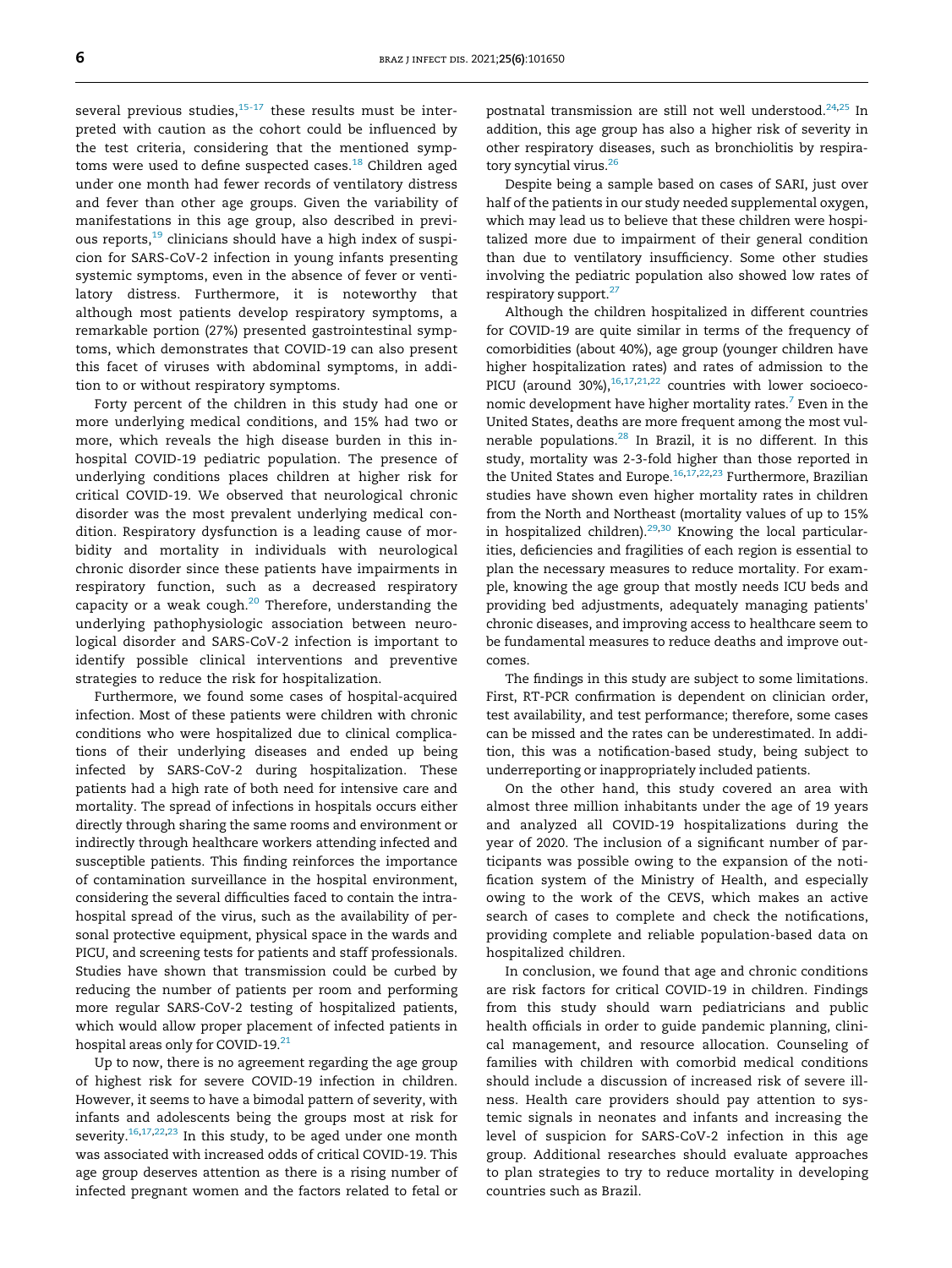several previous studies,[15-17] these results must be interpreted with caution as the cohort could be influenced by the test criteria, considering that the mentioned symptoms were used to define suspected cases.[18] Children aged under one month had fewer records of ventilatory distress and fever than other age groups. Given the variability of manifestations in this age group, also described in previous reports,[19] clinicians should have a high index of suspicion for SARS-CoV-2 infection in young infants presenting systemic symptoms, even in the absence of fever or ventilatory distress. Furthermore, it is noteworthy that although most patients develop respiratory symptoms, a remarkable portion (27%) presented gastrointestinal symptoms, which demonstrates that COVID-19 can also present this facet of viruses with abdominal symptoms, in addition to or without respiratory symptoms.

Forty percent of the children in this study had one or more underlying medical conditions, and 15% had two or more, which reveals the high disease burden in this in-hospital COVID-19 pediatric population. The presence of underlying conditions places children at higher risk for critical COVID-19. We observed that neurological chronic disorder was the most prevalent underlying medical condition. Respiratory dysfunction is a leading cause of morbidity and mortality in individuals with neurological chronic disorder since these patients have impairments in respiratory function, such as a decreased respiratory capacity or a weak cough.[20] Therefore, understanding the underlying pathophysiologic association between neurological disorder and SARS-CoV-2 infection is important to identify possible clinical interventions and preventive strategies to reduce the risk for hospitalization.

Furthermore, we found some cases of hospital-acquired infection. Most of these patients were children with chronic conditions who were hospitalized due to clinical complications of their underlying diseases and ended up being infected by SARS-CoV-2 during hospitalization. These patients had a high rate of both need for intensive care and mortality. The spread of infections in hospitals occurs either directly through sharing the same rooms and environment or indirectly through healthcare workers attending infected and susceptible patients. This finding reinforces the importance of contamination surveillance in the hospital environment, considering the several difficulties faced to contain the intrahospital spread of the virus, such as the availability of personal protective equipment, physical space in the wards and PICU, and screening tests for patients and staff professionals. Studies have shown that transmission could be curbed by reducing the number of patients per room and performing more regular SARS-CoV-2 testing of hospitalized patients, which would allow proper placement of infected patients in hospital areas only for COVID-19.[21]

Up to now, there is no agreement regarding the age group of highest risk for severe COVID-19 infection in children. However, it seems to have a bimodal pattern of severity, with infants and adolescents being the groups most at risk for severity.[16,17,22,23] In this study, to be aged under one month was associated with increased odds of critical COVID-19. This age group deserves attention as there is a rising number of infected pregnant women and the factors related to fetal or postnatal transmission are still not well understood.[24,25] In addition, this age group has also a higher risk of severity in other respiratory diseases, such as bronchiolitis by respiratory syncytial virus.[26]

Despite being a sample based on cases of SARI, just over half of the patients in our study needed supplemental oxygen, which may lead us to believe that these children were hospitalized more due to impairment of their general condition than due to ventilatory insufficiency. Some other studies involving the pediatric population also showed low rates of respiratory support.[27]

Although the children hospitalized in different countries for COVID-19 are quite similar in terms of the frequency of comorbidities (about 40%), age group (younger children have higher hospitalization rates) and rates of admission to the PICU (around 30%),[16,17,21,22] countries with lower socioeconomic development have higher mortality rates.[7] Even in the United States, deaths are more frequent among the most vulnerable populations.[28] In Brazil, it is no different. In this study, mortality was 2-3-fold higher than those reported in the United States and Europe.[16,17,22,23] Furthermore, Brazilian studies have shown even higher mortality rates in children from the North and Northeast (mortality values of up to 15% in hospitalized children).[29,30] Knowing the local particularities, deficiencies and fragilities of each region is essential to plan the necessary measures to reduce mortality. For example, knowing the age group that mostly needs ICU beds and providing bed adjustments, adequately managing patients' chronic diseases, and improving access to healthcare seem to be fundamental measures to reduce deaths and improve outcomes.

The findings in this study are subject to some limitations. First, RT-PCR confirmation is dependent on clinician order, test availability, and test performance; therefore, some cases can be missed and the rates can be underestimated. In addition, this was a notification-based study, being subject to underreporting or inappropriately included patients.

On the other hand, this study covered an area with almost three million inhabitants under the age of 19 years and analyzed all COVID-19 hospitalizations during the year of 2020. The inclusion of a significant number of participants was possible owing to the expansion of the notification system of the Ministry of Health, and especially owing to the work of the CEVS, which makes an active search of cases to complete and check the notifications, providing complete and reliable population-based data on hospitalized children.

In conclusion, we found that age and chronic conditions are risk factors for critical COVID-19 in children. Findings from this study should warn pediatricians and public health officials in order to guide pandemic planning, clinical management, and resource allocation. Counseling of families with children with comorbid medical conditions should include a discussion of increased risk of severe illness. Health care providers should pay attention to systemic signals in neonates and infants and increasing the level of suspicion for SARS-CoV-2 infection in this age group. Additional researches should evaluate approaches to plan strategies to try to reduce mortality in developing countries such as Brazil.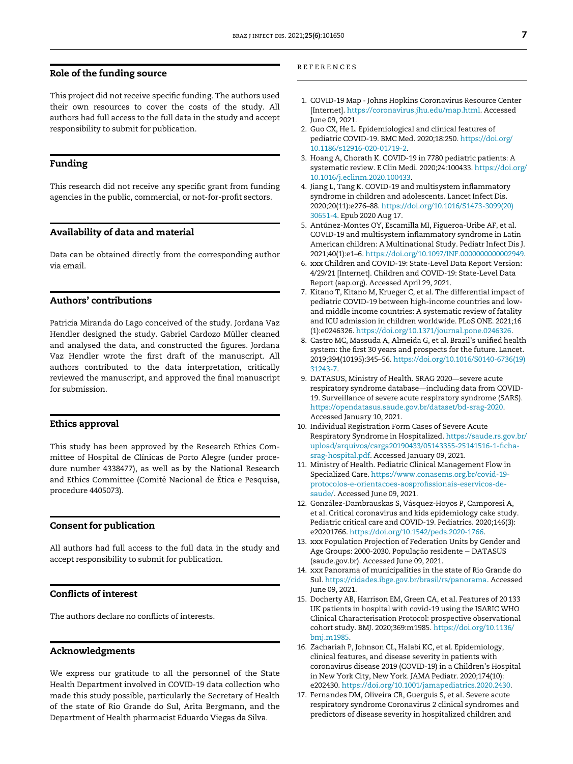## Role of the funding source

This project did not receive specific funding. The authors used their own resources to cover the costs of the study. All authors had full access to the full data in the study and accept responsibility to submit for publication.

## Funding

This research did not receive any specific grant from funding agencies in the public, commercial, or not-for-profit sectors.

## Availability of data and material

Data can be obtained directly from the corresponding author via email.

## Authors' contributions

Patricia Miranda do Lago conceived of the study. Jordana Vaz Hendler designed the study. Gabriel Cardozo Müller cleaned and analysed the data, and constructed the figures. Jordana Vaz Hendler wrote the first draft of the manuscript. All authors contributed to the data interpretation, critically reviewed the manuscript, and approved the final manuscript for submission.

## Ethics approval

This study has been approved by the Research Ethics Committee of Hospital de Clínicas de Porto Alegre (under procedure number 4338477), as well as by the National Research and Ethics Committee (Comitê Nacional de Ética e Pesquisa, procedure 4405073).

## Consent for publication

All authors had full access to the full data in the study and accept responsibility to submit for publication.

## Conflicts of interest

The authors declare no conflicts of interests.

## Acknowledgments

We express our gratitude to all the personnel of the State Health Department involved in COVID-19 data collection who made this study possible, particularly the Secretary of Health of the state of Rio Grande do Sul, Arita Bergmann, and the Department of Health pharmacist Eduardo Viegas da Silva.

## REFERENCES

1. COVID-19 Map - Johns Hopkins Coronavirus Resource Center [Internet]. https://coronavirus.jhu.edu/map.html. Accessed June 09, 2021.
2. Guo CX, He L. Epidemiological and clinical features of pediatric COVID-19. BMC Med. 2020;18:250. https://doi.org/10.1186/s12916-020-01719-2.
3. Hoang A, Chorath K. COVID-19 in 7780 pediatric patients: A systematic review. E Clin Medi. 2020;24:100433. https://doi.org/10.1016/j.eclinm.2020.100433.
4. Jiang L, Tang K. COVID-19 and multisystem inflammatory syndrome in children and adolescents. Lancet Infect Dis. 2020;20(11):e276–88. https://doi.org/10.1016/S1473-3099(20)30651-4. Epub 2020 Aug 17.
5. Antúnez-Montes OY, Escamilla MI, Figueroa-Uribe AF, et al. COVID-19 and multisystem inflammatory syndrome in Latin American children: A Multinational Study. Pediatr Infect Dis J. 2021;40(1):e1–6. https://doi.org/10.1097/INF.0000000000002949.
6. xxx Children and COVID-19: State-Level Data Report Version: 4/29/21 [Internet]. Children and COVID-19: State-Level Data Report (aap.org). Accessed April 29, 2021.
7. Kitano T, Kitano M, Krueger C, et al. The differential impact of pediatric COVID-19 between high-income countries and low- and middle income countries: A systematic review of fatality and ICU admission in children worldwide. PLoS ONE. 2021;16(1):e0246326. https://doi.org/10.1371/journal.pone.0246326.
8. Castro MC, Massuda A, Almeida G, et al. Brazil's unified health system: the first 30 years and prospects for the future. Lancet. 2019;394(10195):345–56. https://doi.org/10.1016/S0140-6736(19)31243-7.
9. DATASUS, Ministry of Health. SRAG 2020—severe acute respiratory syndrome database—including data from COVID-19. Surveillance of severe acute respiratory syndrome (SARS). https://opendatasus.saude.gov.br/dataset/bd-srag-2020. Accessed January 10, 2021.
10. Individual Registration Form Cases of Severe Acute Respiratory Syndrome in Hospitalized. https://saude.rs.gov.br/upload/arquivos/carga20190433/05143355-25141516-1-ficha-srag-hospital.pdf. Accessed January 09, 2021.
11. Ministry of Health. Pediatric Clinical Management Flow in Specialized Care. https://www.conasems.org.br/covid-19-protocolos-e-orientacoes-aosprofissionais-eservicos-de-saude/. Accessed June 09, 2021.
12. González-Dambrauskas S, Vásquez-Hoyos P, Camporesi A, et al. Critical coronavirus and kids epidemiology cake study. Pediatric critical care and COVID-19. Pediatrics. 2020;146(3):e20201766. https://doi.org/10.1542/peds.2020-1766.
13. xxx Population Projection of Federation Units by Gender and Age Groups: 2000-2030. População residente – DATASUS (saude.gov.br). Accessed June 09, 2021.
14. xxx Panorama of municipalities in the state of Rio Grande do Sul. https://cidades.ibge.gov.br/brasil/rs/panorama. Accessed June 09, 2021.
15. Docherty AB, Harrison EM, Green CA, et al. Features of 20 133 UK patients in hospital with covid-19 using the ISARIC WHO Clinical Characterisation Protocol: prospective observational cohort study. BMJ. 2020;369:m1985. https://doi.org/10.1136/bmj.m1985.
16. Zachariah P, Johnson CL, Halabi KC, et al. Epidemiology, clinical features, and disease severity in patients with coronavirus disease 2019 (COVID-19) in a Children's Hospital in New York City, New York. JAMA Pediatr. 2020;174(10):e202430. https://doi.org/10.1001/jamapediatrics.2020.2430.
17. Fernandes DM, Oliveira CR, Guerguis S, et al. Severe acute respiratory syndrome Coronavirus 2 clinical syndromes and predictors of disease severity in hospitalized children and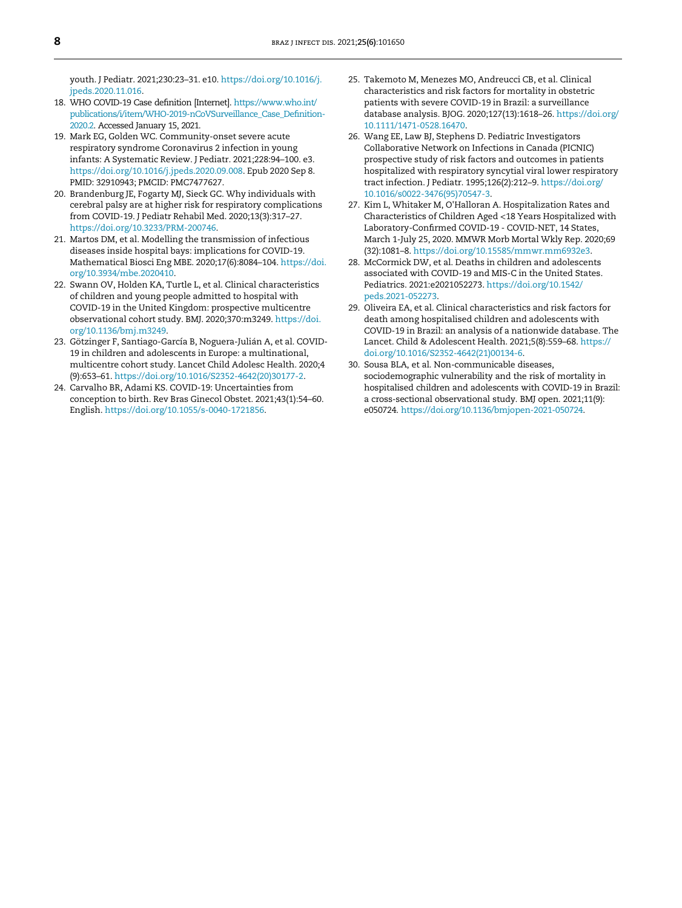youth. J Pediatr. 2021;230:23–31. e10. https://doi.org/10.1016/j.jpeds.2020.11.016.

18. WHO COVID-19 Case definition [Internet]. https://www.who.int/publications/i/item/WHO-2019-nCoVSurveillance_Case_Definition-2020.2. Accessed January 15, 2021.
19. Mark EG, Golden WC. Community-onset severe acute respiratory syndrome Coronavirus 2 infection in young infants: A Systematic Review. J Pediatr. 2021;228:94–100. e3. https://doi.org/10.1016/j.jpeds.2020.09.008. Epub 2020 Sep 8. PMID: 32910943; PMCID: PMC7477627.
20. Brandenburg JE, Fogarty MJ, Sieck GC. Why individuals with cerebral palsy are at higher risk for respiratory complications from COVID-19. J Pediatr Rehabil Med. 2020;13(3):317–27. https://doi.org/10.3233/PRM-200746.
21. Martos DM, et al. Modelling the transmission of infectious diseases inside hospital bays: implications for COVID-19. Mathematical Biosci Eng MBE. 2020;17(6):8084–104. https://doi.org/10.3934/mbe.2020410.
22. Swann OV, Holden KA, Turtle L, et al. Clinical characteristics of children and young people admitted to hospital with COVID-19 in the United Kingdom: prospective multicentre observational cohort study. BMJ. 2020;370:m3249. https://doi.org/10.1136/bmj.m3249.
23. Götzinger F, Santiago-García B, Noguera-Julián A, et al. COVID-19 in children and adolescents in Europe: a multinational, multicentre cohort study. Lancet Child Adolesc Health. 2020;4(9):653–61. https://doi.org/10.1016/S2352-4642(20)30177-2.
24. Carvalho BR, Adami KS. COVID-19: Uncertainties from conception to birth. Rev Bras Ginecol Obstet. 2021;43(1):54–60. English. https://doi.org/10.1055/s-0040-1721856.
25. Takemoto M, Menezes MO, Andreucci CB, et al. Clinical characteristics and risk factors for mortality in obstetric patients with severe COVID-19 in Brazil: a surveillance database analysis. BJOG. 2020;127(13):1618–26. https://doi.org/10.1111/1471-0528.16470.
26. Wang EE, Law BJ, Stephens D. Pediatric Investigators Collaborative Network on Infections in Canada (PICNIC) prospective study of risk factors and outcomes in patients hospitalized with respiratory syncytial viral lower respiratory tract infection. J Pediatr. 1995;126(2):212–9. https://doi.org/10.1016/s0022-3476(95)70547-3.
27. Kim L, Whitaker M, O'Halloran A. Hospitalization Rates and Characteristics of Children Aged <18 Years Hospitalized with Laboratory-Confirmed COVID-19 - COVID-NET, 14 States, March 1-July 25, 2020. MMWR Morb Mortal Wkly Rep. 2020;69(32):1081–8. https://doi.org/10.15585/mmwr.mm6932e3.
28. McCormick DW, et al. Deaths in children and adolescents associated with COVID-19 and MIS-C in the United States. Pediatrics. 2021:e2021052273. https://doi.org/10.1542/peds.2021-052273.
29. Oliveira EA, et al. Clinical characteristics and risk factors for death among hospitalised children and adolescents with COVID-19 in Brazil: an analysis of a nationwide database. The Lancet. Child & Adolescent Health. 2021;5(8):559–68. https://doi.org/10.1016/S2352-4642(21)00134-6.
30. Sousa BLA, et al. Non-communicable diseases, sociodemographic vulnerability and the risk of mortality in hospitalised children and adolescents with COVID-19 in Brazil: a cross-sectional observational study. BMJ open. 2021;11(9):e050724. https://doi.org/10.1136/bmjopen-2021-050724.